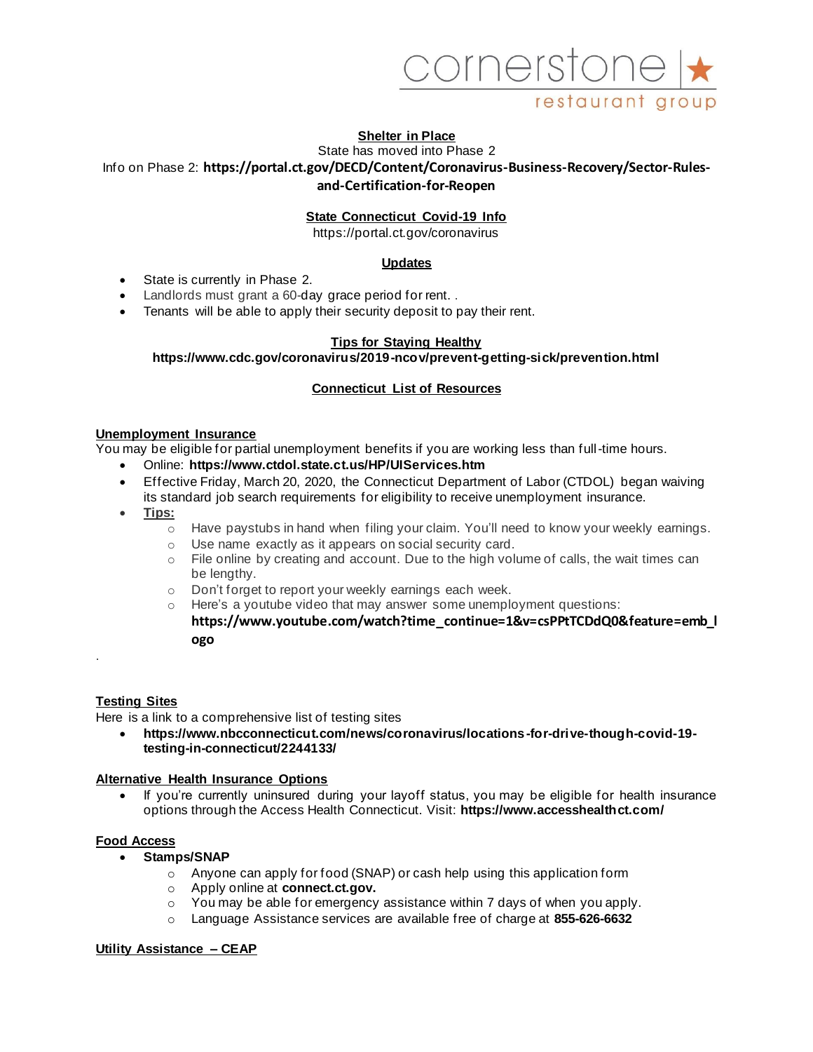cornerstone restaurant group

## Shelter in Place

State has moved into Phase 2

Info on Phase 2: **https://portal.ct.gov/DECD/Content/Coronavirus-Business-Recovery/Sector-Rules-and-Certification-for-Reopen**

## State Connecticut Covid-19 Info

https://portal.ct.gov/coronavirus

## Updates

- State is currently in Phase 2.
- Landlords must grant a 60-day grace period for rent. .
- Tenants will be able to apply their security deposit to pay their rent.

## Tips for Staying Healthy

**https://www.cdc.gov/coronavirus/2019-ncov/prevent-getting-sick/prevention.html**

## Connecticut List of Resources

### Unemployment Insurance

You may be eligible for partial unemployment benefits if you are working less than full-time hours.

- Online: **https://www.ctdol.state.ct.us/HP/UIServices.htm**
- Effective Friday, March 20, 2020, the Connecticut Department of Labor (CTDOL) began waiving its standard job search requirements for eligibility to receive unemployment insurance.
- **Tips:**
  - Have paystubs in hand when filing your claim. You'll need to know your weekly earnings.
  - Use name exactly as it appears on social security card.
  - File online by creating and account. Due to the high volume of calls, the wait times can be lengthy.
  - Don't forget to report your weekly earnings each week.
  - Here's a youtube video that may answer some unemployment questions: **https://www.youtube.com/watch?time_continue=1&v=csPPtTCDdQ0&feature=emb_logo**

.

### Testing Sites

Here is a link to a comprehensive list of testing sites

- **https://www.nbcconnecticut.com/news/coronavirus/locations-for-drive-though-covid-19-testing-in-connecticut/2244133/**

### Alternative Health Insurance Options

- If you're currently uninsured during your layoff status, you may be eligible for health insurance options through the Access Health Connecticut. Visit: **https://www.accesshealthct.com/**

### Food Access

- **Stamps/SNAP**
  - Anyone can apply for food (SNAP) or cash help using this application form
  - Apply online at **connect.ct.gov.**
  - You may be able for emergency assistance within 7 days of when you apply.
  - Language Assistance services are available free of charge at **855-626-6632**

### Utility Assistance – CEAP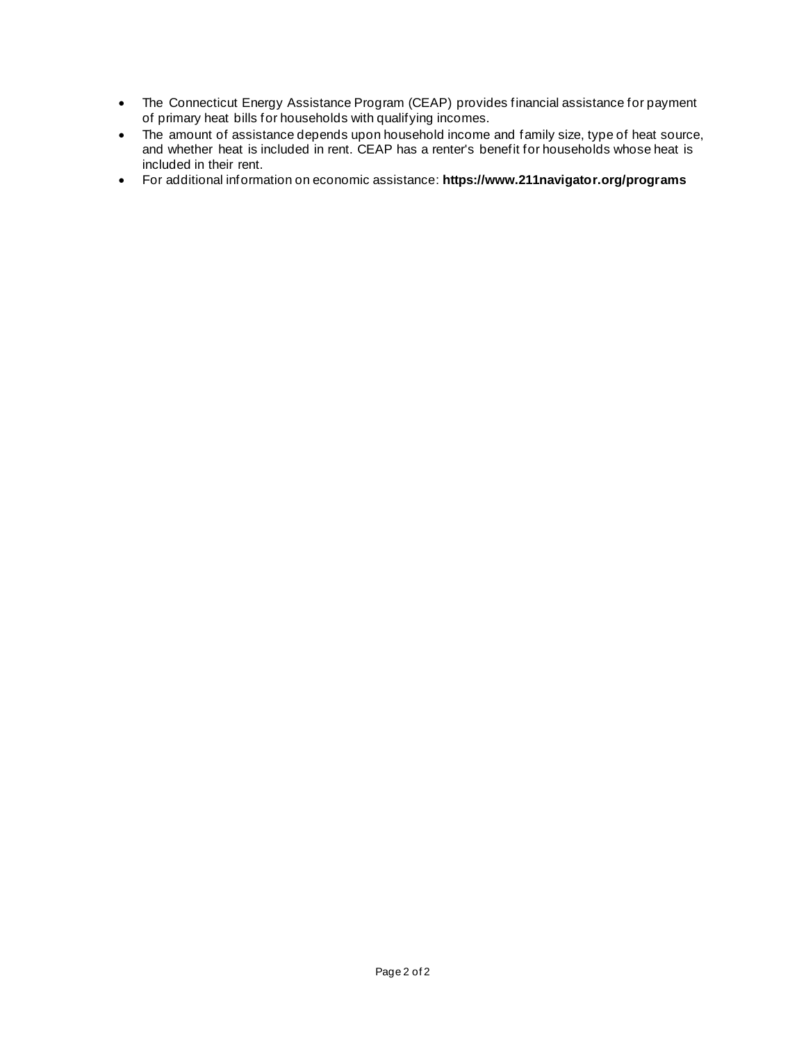- The Connecticut Energy Assistance Program (CEAP) provides financial assistance for payment of primary heat bills for households with qualifying incomes.
- The amount of assistance depends upon household income and family size, type of heat source, and whether heat is included in rent. CEAP has a renter's benefit for households whose heat is included in their rent.
- For additional information on economic assistance: **https://www.211navigator.org/programs**